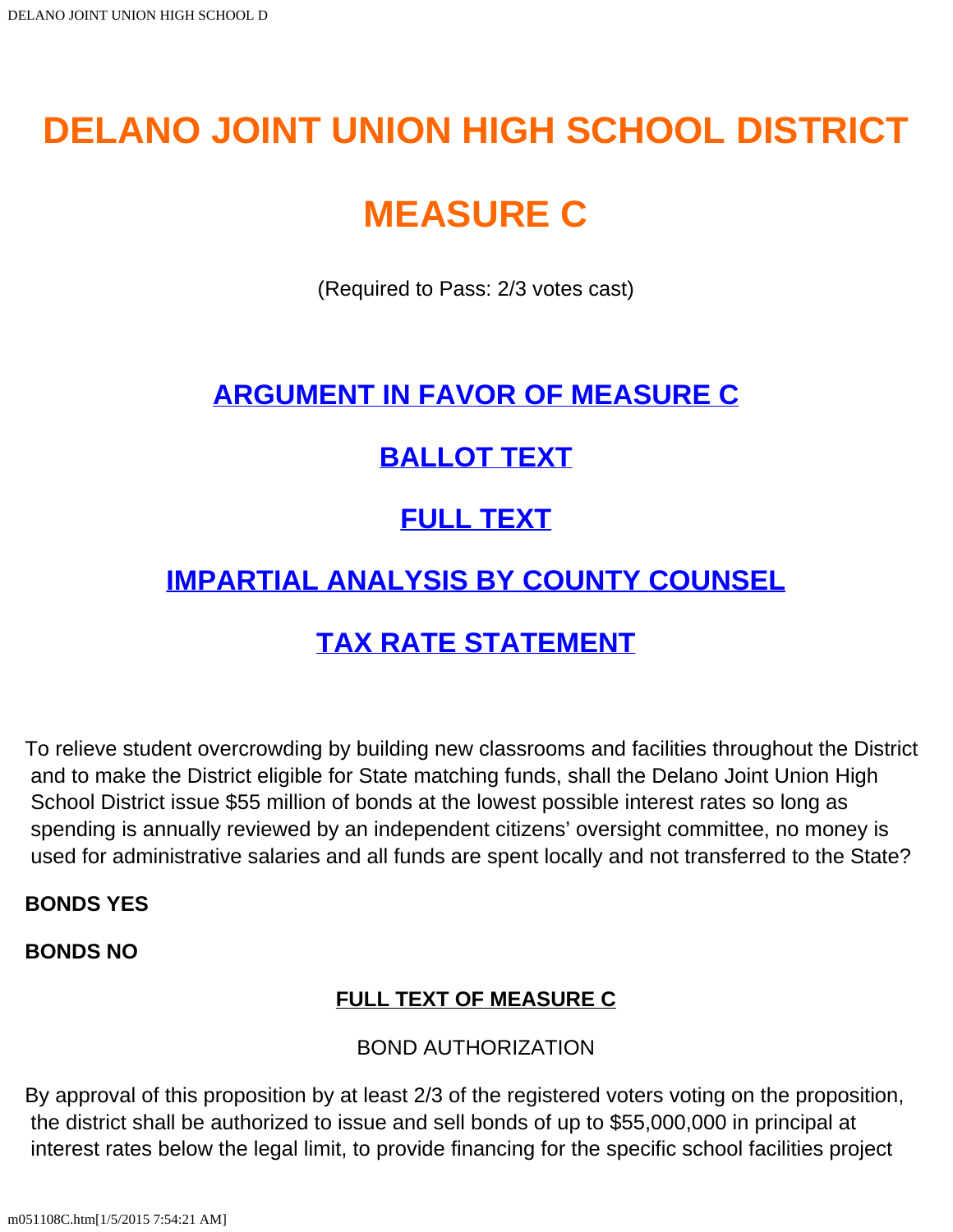# DELANO JOINT UNION HIGH SCHOOL DISTRICT

# MEASURE C

(Required to Pass: 2/3 votes cast)

## ARGUMENT IN FAVOR OF MEASURE C

## BALLOT TEXT

## FULL TEXT

## IMPARTIAL ANALYSIS BY COUNTY COUNSEL

## TAX RATE STATEMENT

To relieve student overcrowding by building new classrooms and facilities throughout the District and to make the District eligible for State matching funds, shall the Delano Joint Union High School District issue $55 million of bonds at the lowest possible interest rates so long as spending is annually reviewed by an independent citizens' oversight committee, no money is used for administrative salaries and all funds are spent locally and not transferred to the State?

**BONDS YES**

**BONDS NO**

### FULL TEXT OF MEASURE C

BOND AUTHORIZATION

By approval of this proposition by at least 2/3 of the registered voters voting on the proposition, the district shall be authorized to issue and sell bonds of up to $55,000,000 in principal at interest rates below the legal limit, to provide financing for the specific school facilities project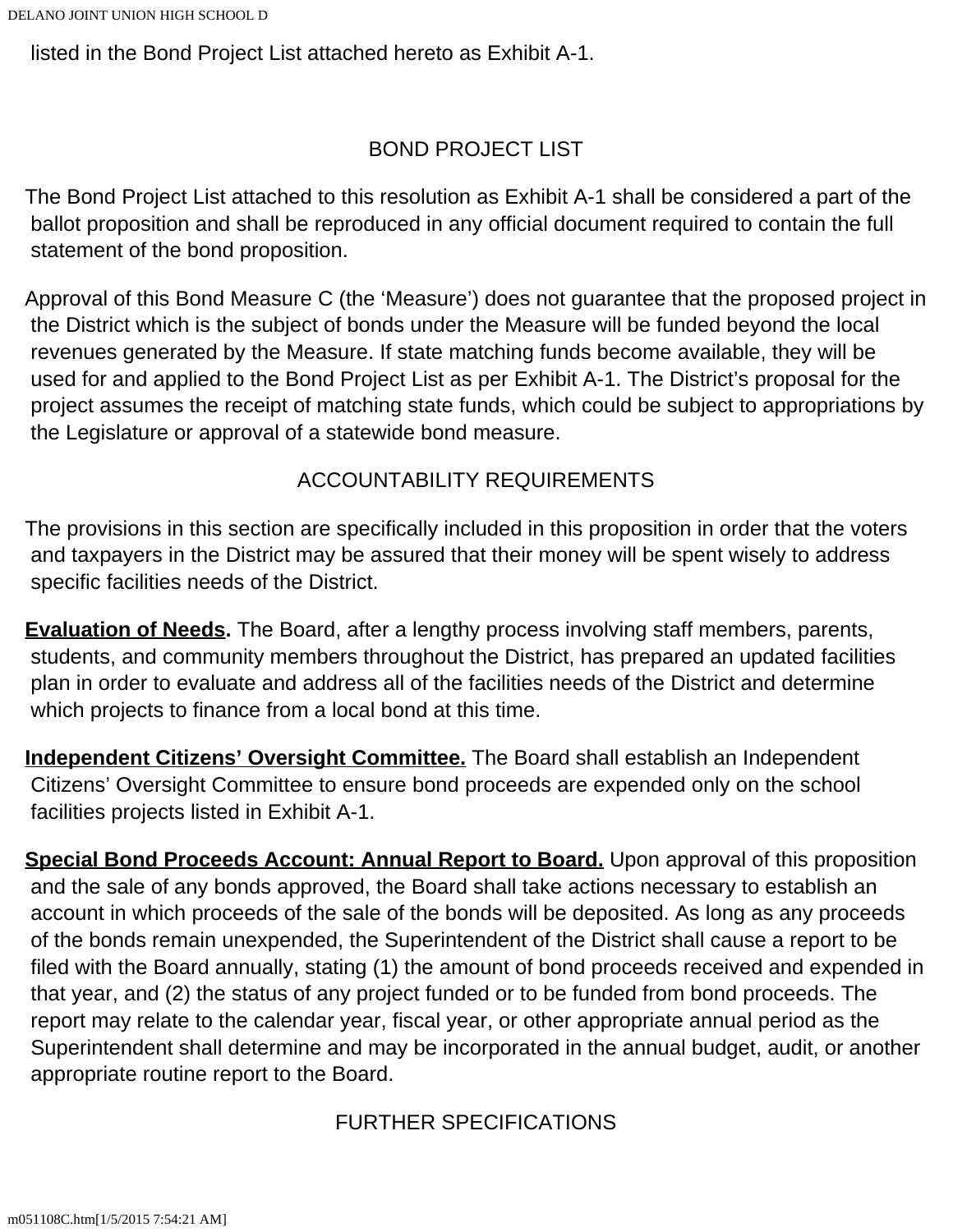listed in the Bond Project List attached hereto as Exhibit A-1.

## BOND PROJECT LIST

The Bond Project List attached to this resolution as Exhibit A-1 shall be considered a part of the ballot proposition and shall be reproduced in any official document required to contain the full statement of the bond proposition.

Approval of this Bond Measure C (the 'Measure') does not guarantee that the proposed project in the District which is the subject of bonds under the Measure will be funded beyond the local revenues generated by the Measure. If state matching funds become available, they will be used for and applied to the Bond Project List as per Exhibit A-1. The District's proposal for the project assumes the receipt of matching state funds, which could be subject to appropriations by the Legislature or approval of a statewide bond measure.

## ACCOUNTABILITY REQUIREMENTS

The provisions in this section are specifically included in this proposition in order that the voters and taxpayers in the District may be assured that their money will be spent wisely to address specific facilities needs of the District.

**Evaluation of Needs.** The Board, after a lengthy process involving staff members, parents, students, and community members throughout the District, has prepared an updated facilities plan in order to evaluate and address all of the facilities needs of the District and determine which projects to finance from a local bond at this time.

**Independent Citizens' Oversight Committee.** The Board shall establish an Independent Citizens' Oversight Committee to ensure bond proceeds are expended only on the school facilities projects listed in Exhibit A-1.

**Special Bond Proceeds Account: Annual Report to Board.** Upon approval of this proposition and the sale of any bonds approved, the Board shall take actions necessary to establish an account in which proceeds of the sale of the bonds will be deposited. As long as any proceeds of the bonds remain unexpended, the Superintendent of the District shall cause a report to be filed with the Board annually, stating (1) the amount of bond proceeds received and expended in that year, and (2) the status of any project funded or to be funded from bond proceeds. The report may relate to the calendar year, fiscal year, or other appropriate annual period as the Superintendent shall determine and may be incorporated in the annual budget, audit, or another appropriate routine report to the Board.

## FURTHER SPECIFICATIONS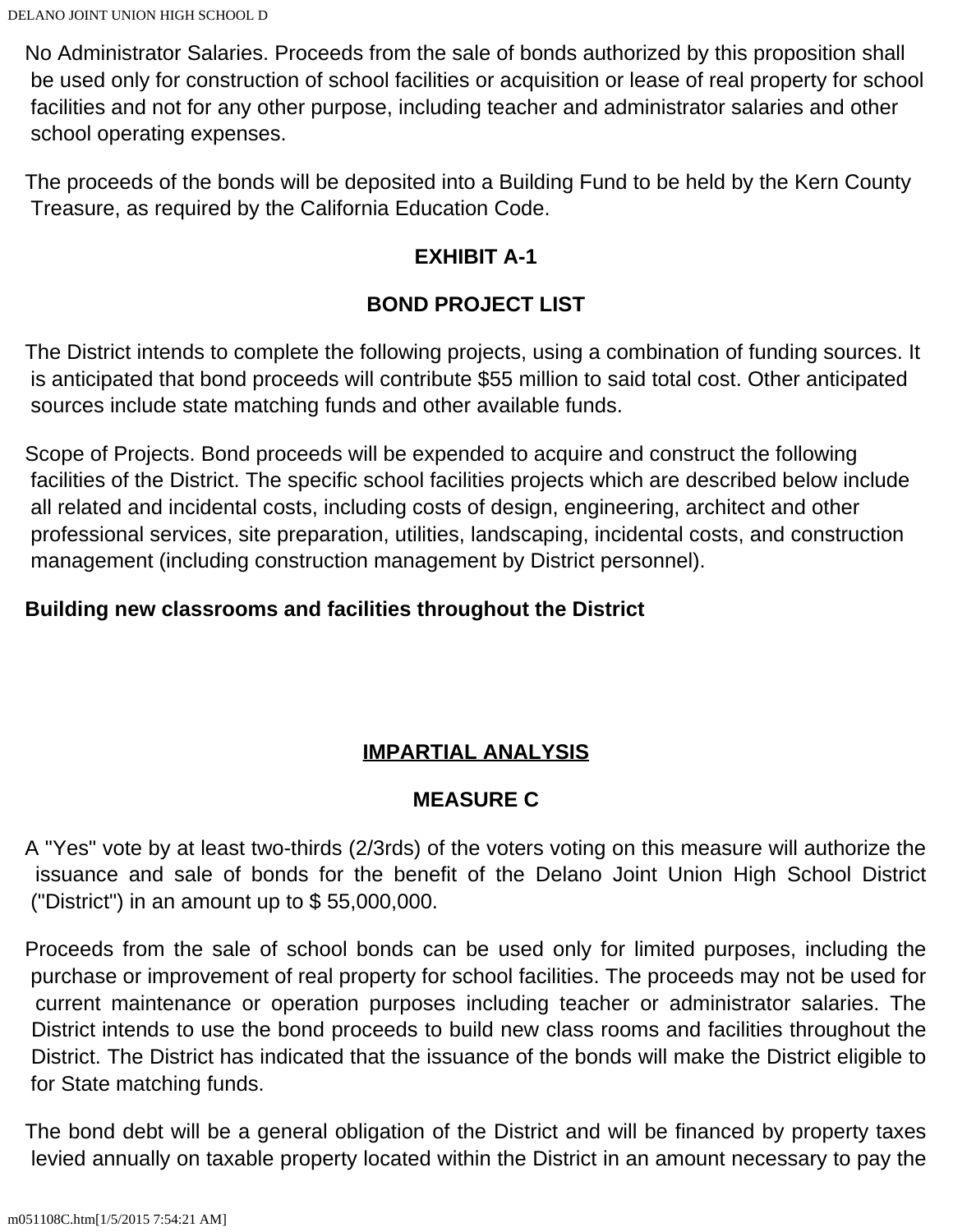No Administrator Salaries. Proceeds from the sale of bonds authorized by this proposition shall be used only for construction of school facilities or acquisition or lease of real property for school facilities and not for any other purpose, including teacher and administrator salaries and other school operating expenses.

The proceeds of the bonds will be deposited into a Building Fund to be held by the Kern County Treasure, as required by the California Education Code.

**EXHIBIT A-1**

**BOND PROJECT LIST**

The District intends to complete the following projects, using a combination of funding sources. It is anticipated that bond proceeds will contribute $55 million to said total cost. Other anticipated sources include state matching funds and other available funds.

Scope of Projects. Bond proceeds will be expended to acquire and construct the following facilities of the District. The specific school facilities projects which are described below include all related and incidental costs, including costs of design, engineering, architect and other professional services, site preparation, utilities, landscaping, incidental costs, and construction management (including construction management by District personnel).

**Building new classrooms and facilities throughout the District**

## IMPARTIAL ANALYSIS

**MEASURE C**

A "Yes" vote by at least two-thirds (2/3rds) of the voters voting on this measure will authorize the issuance and sale of bonds for the benefit of the Delano Joint Union High School District ("District") in an amount up to $ 55,000,000.

Proceeds from the sale of school bonds can be used only for limited purposes, including the purchase or improvement of real property for school facilities. The proceeds may not be used for current maintenance or operation purposes including teacher or administrator salaries. The District intends to use the bond proceeds to build new class rooms and facilities throughout the District. The District has indicated that the issuance of the bonds will make the District eligible to for State matching funds.

The bond debt will be a general obligation of the District and will be financed by property taxes levied annually on taxable property located within the District in an amount necessary to pay the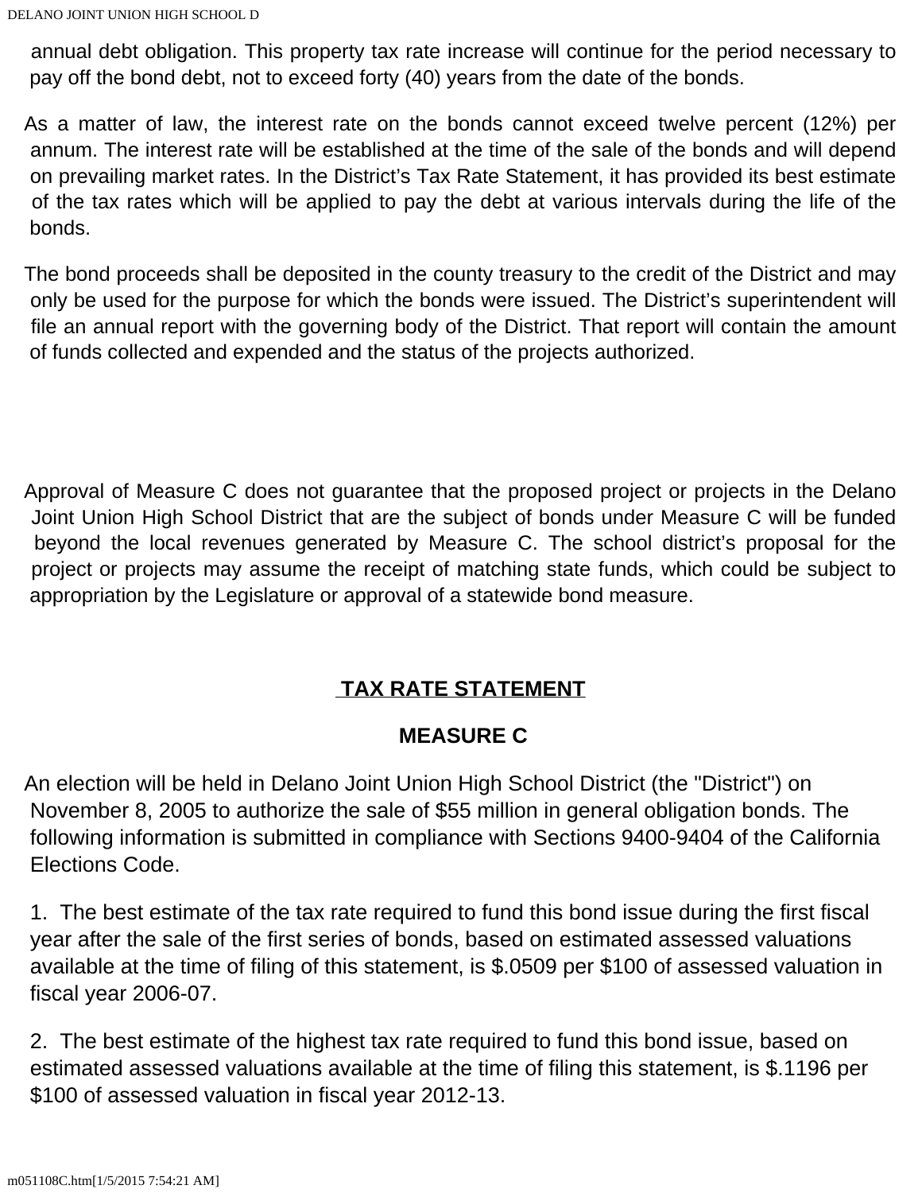annual debt obligation. This property tax rate increase will continue for the period necessary to pay off the bond debt, not to exceed forty (40) years from the date of the bonds.

As a matter of law, the interest rate on the bonds cannot exceed twelve percent (12%) per annum. The interest rate will be established at the time of the sale of the bonds and will depend on prevailing market rates. In the District's Tax Rate Statement, it has provided its best estimate of the tax rates which will be applied to pay the debt at various intervals during the life of the bonds.

The bond proceeds shall be deposited in the county treasury to the credit of the District and may only be used for the purpose for which the bonds were issued. The District's superintendent will file an annual report with the governing body of the District. That report will contain the amount of funds collected and expended and the status of the projects authorized.

Approval of Measure C does not guarantee that the proposed project or projects in the Delano Joint Union High School District that are the subject of bonds under Measure C will be funded beyond the local revenues generated by Measure C. The school district's proposal for the project or projects may assume the receipt of matching state funds, which could be subject to appropriation by the Legislature or approval of a statewide bond measure.

## TAX RATE STATEMENT

## MEASURE C

An election will be held in Delano Joint Union High School District (the "District") on November 8, 2005 to authorize the sale of $55 million in general obligation bonds. The following information is submitted in compliance with Sections 9400-9404 of the California Elections Code.

1. The best estimate of the tax rate required to fund this bond issue during the first fiscal year after the sale of the first series of bonds, based on estimated assessed valuations available at the time of filing of this statement, is $.0509 per $100 of assessed valuation in fiscal year 2006-07.

2. The best estimate of the highest tax rate required to fund this bond issue, based on estimated assessed valuations available at the time of filing this statement, is $.1196 per $100 of assessed valuation in fiscal year 2012-13.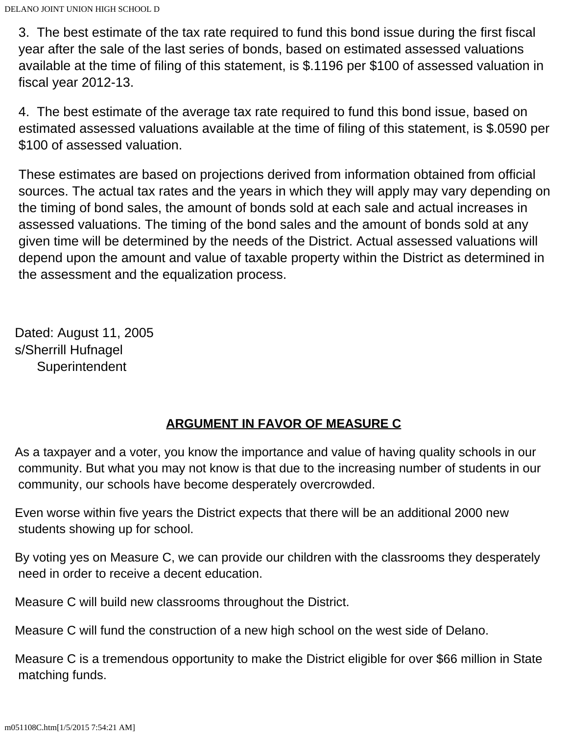3. The best estimate of the tax rate required to fund this bond issue during the first fiscal year after the sale of the last series of bonds, based on estimated assessed valuations available at the time of filing of this statement, is $.1196 per $100 of assessed valuation in fiscal year 2012-13.

4. The best estimate of the average tax rate required to fund this bond issue, based on estimated assessed valuations available at the time of filing of this statement, is $.0590 per $100 of assessed valuation.

These estimates are based on projections derived from information obtained from official sources. The actual tax rates and the years in which they will apply may vary depending on the timing of bond sales, the amount of bonds sold at each sale and actual increases in assessed valuations. The timing of the bond sales and the amount of bonds sold at any given time will be determined by the needs of the District. Actual assessed valuations will depend upon the amount and value of taxable property within the District as determined in the assessment and the equalization process.

Dated: August 11, 2005
s/Sherrill Hufnagel
Superintendent

## ARGUMENT IN FAVOR OF MEASURE C

As a taxpayer and a voter, you know the importance and value of having quality schools in our community. But what you may not know is that due to the increasing number of students in our community, our schools have become desperately overcrowded.

Even worse within five years the District expects that there will be an additional 2000 new students showing up for school.

By voting yes on Measure C, we can provide our children with the classrooms they desperately need in order to receive a decent education.

Measure C will build new classrooms throughout the District.

Measure C will fund the construction of a new high school on the west side of Delano.

Measure C is a tremendous opportunity to make the District eligible for over $66 million in State matching funds.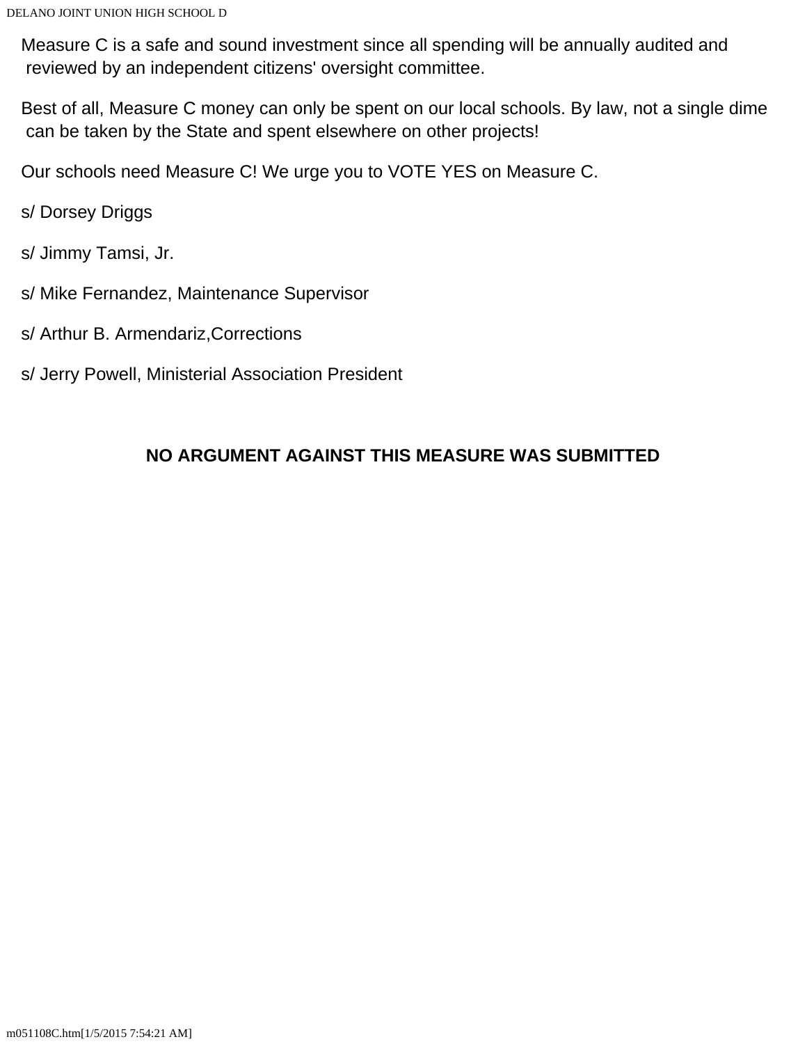Measure C is a safe and sound investment since all spending will be annually audited and reviewed by an independent citizens' oversight committee.

Best of all, Measure C money can only be spent on our local schools. By law, not a single dime can be taken by the State and spent elsewhere on other projects!

Our schools need Measure C! We urge you to VOTE YES on Measure C.

s/ Dorsey Driggs

s/ Jimmy Tamsi, Jr.

s/ Mike Fernandez, Maintenance Supervisor

s/ Arthur B. Armendariz,Corrections

s/ Jerry Powell, Ministerial Association President

**NO ARGUMENT AGAINST THIS MEASURE WAS SUBMITTED**